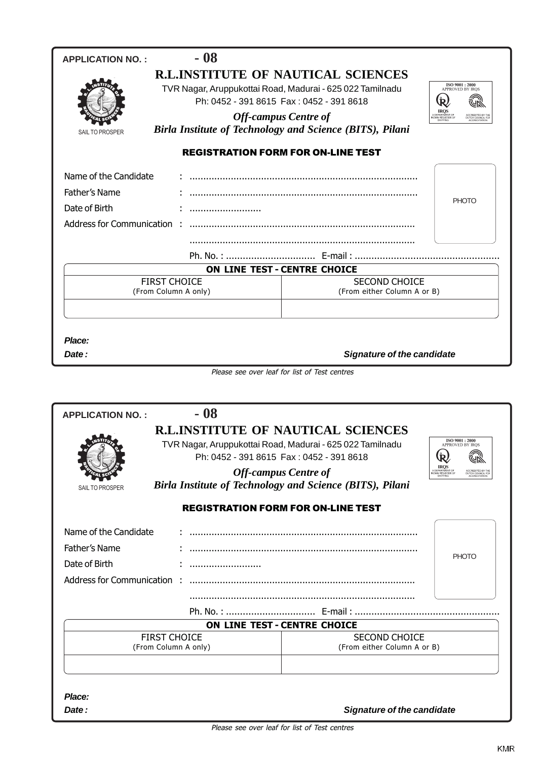**APPLICATION NO. :** **- 08**

# R.L.INSTITUTE OF NAUTICAL SCIENCES

TVR Nagar, Aruppukottai Road, Madurai - 625 022 Tamilnadu

Ph: 0452 - 391 8615 Fax : 0452 - 391 8618

***Off-campus Centre of***

***Birla Institute of Technology and Science (BITS), Pilani***

SAIL TO PROSPER

ISO 9001 : 2000 APPROVED BY IRQS

IRQS A DEPARTMENT OF INDIAN REGISTER OF SHIPPING

ACCREDITED BY THE DUTCH COUNCIL FOR ACCREDITATION

## REGISTRATION FORM FOR ON-LINE TEST

Name of the Candidate : ..................................................................................

Father's Name : ..................................................................................

Date of Birth : ..........................

Address for Communication : ..................................................................................

..................................................................................

Ph. No. : ................................ E-mail : ....................................................

PHOTO

| ON LINE TEST - CENTRE CHOICE | |
|---|---|
| FIRST CHOICE (From Column A only) | SECOND CHOICE (From either Column A or B) |
| | |

***Place:***

***Date :***

***Signature of the candidate***

*Please see over leaf for list of Test centres*

---

**APPLICATION NO. :** **- 08**

# R.L.INSTITUTE OF NAUTICAL SCIENCES

TVR Nagar, Aruppukottai Road, Madurai - 625 022 Tamilnadu

Ph: 0452 - 391 8615 Fax : 0452 - 391 8618

***Off-campus Centre of***

***Birla Institute of Technology and Science (BITS), Pilani***

SAIL TO PROSPER

ISO 9001 : 2000 APPROVED BY IRQS

IRQS A DEPARTMENT OF INDIAN REGISTER OF SHIPPING

ACCREDITED BY THE DUTCH COUNCIL FOR ACCREDITATION

## REGISTRATION FORM FOR ON-LINE TEST

Name of the Candidate : ..................................................................................

Father's Name : ..................................................................................

Date of Birth : ..........................

Address for Communication : ..................................................................................

..................................................................................

Ph. No. : ................................ E-mail : ....................................................

PHOTO

| ON LINE TEST - CENTRE CHOICE | |
|---|---|
| FIRST CHOICE (From Column A only) | SECOND CHOICE (From either Column A or B) |
| | |

***Place:***

***Date :***

***Signature of the candidate***

*Please see over leaf for list of Test centres*

KMR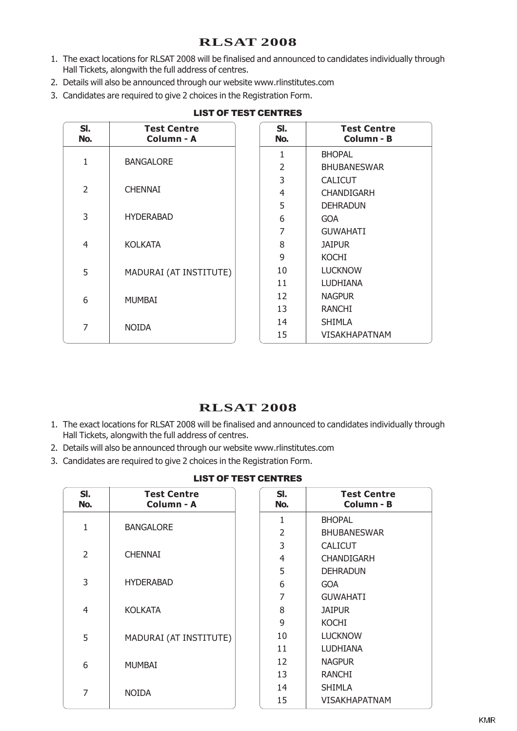# RLSAT 2008

1. The exact locations for RLSAT 2008 will be finalised and announced to candidates individually through Hall Tickets, alongwith the full address of centres.
2. Details will also be announced through our website www.rlinstitutes.com
3. Candidates are required to give 2 choices in the Registration Form.

**LIST OF TEST CENTRES**

| Sl. No. | Test Centre Column - A |
|---|---|
| 1 | BANGALORE |
| 2 | CHENNAI |
| 3 | HYDERABAD |
| 4 | KOLKATA |
| 5 | MADURAI (AT INSTITUTE) |
| 6 | MUMBAI |
| 7 | NOIDA |

| Sl. No. | Test Centre Column - B |
|---|---|
| 1 | BHOPAL |
| 2 | BHUBANESWAR |
| 3 | CALICUT |
| 4 | CHANDIGARH |
| 5 | DEHRADUN |
| 6 | GOA |
| 7 | GUWAHATI |
| 8 | JAIPUR |
| 9 | KOCHI |
| 10 | LUCKNOW |
| 11 | LUDHIANA |
| 12 | NAGPUR |
| 13 | RANCHI |
| 14 | SHIMLA |
| 15 | VISAKHAPATNAM |

# RLSAT 2008

1. The exact locations for RLSAT 2008 will be finalised and announced to candidates individually through Hall Tickets, alongwith the full address of centres.
2. Details will also be announced through our website www.rlinstitutes.com
3. Candidates are required to give 2 choices in the Registration Form.

**LIST OF TEST CENTRES**

| Sl. No. | Test Centre Column - A |
|---|---|
| 1 | BANGALORE |
| 2 | CHENNAI |
| 3 | HYDERABAD |
| 4 | KOLKATA |
| 5 | MADURAI (AT INSTITUTE) |
| 6 | MUMBAI |
| 7 | NOIDA |

| Sl. No. | Test Centre Column - B |
|---|---|
| 1 | BHOPAL |
| 2 | BHUBANESWAR |
| 3 | CALICUT |
| 4 | CHANDIGARH |
| 5 | DEHRADUN |
| 6 | GOA |
| 7 | GUWAHATI |
| 8 | JAIPUR |
| 9 | KOCHI |
| 10 | LUCKNOW |
| 11 | LUDHIANA |
| 12 | NAGPUR |
| 13 | RANCHI |
| 14 | SHIMLA |
| 15 | VISAKHAPATNAM |

KMR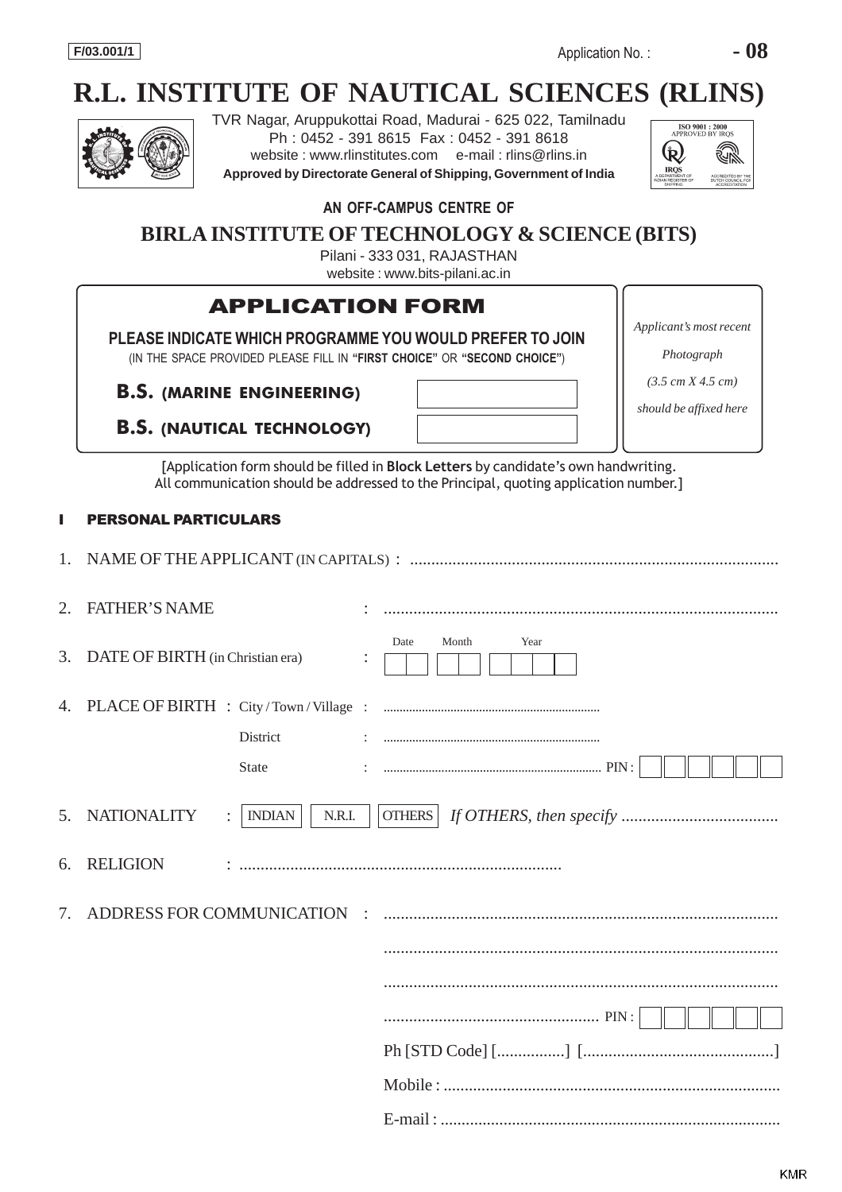F/03.001/1

Application No. : **- 08**

# R.L. INSTITUTE OF NAUTICAL SCIENCES (RLINS)

TVR Nagar, Aruppukottai Road, Madurai - 625 022, Tamilnadu
Ph : 0452 - 391 8615 Fax : 0452 - 391 8618
website : www.rlinstitutes.com e-mail : rlins@rlins.in
**Approved by Directorate General of Shipping, Government of India**

ISO 9001 : 2000 APPROVED BY IRQS

**AN OFF-CAMPUS CENTRE OF**

## BIRLA INSTITUTE OF TECHNOLOGY & SCIENCE (BITS)

Pilani - 333 031, RAJASTHAN
website : www.bits-pilani.ac.in

## APPLICATION FORM

**PLEASE INDICATE WHICH PROGRAMME YOU WOULD PREFER TO JOIN**
(IN THE SPACE PROVIDED PLEASE FILL IN **"FIRST CHOICE"** OR **"SECOND CHOICE"**)

**B.S. (MARINE ENGINEERING)** [ ]

**B.S. (NAUTICAL TECHNOLOGY)** [ ]

*Applicant's most recent Photograph (3.5 cm X 4.5 cm) should be affixed here*

[Application form should be filled in **Block Letters** by candidate's own handwriting. All communication should be addressed to the Principal, quoting application number.]

### I PERSONAL PARTICULARS

1. NAME OF THE APPLICANT (IN CAPITALS) : ..........................................................................................

2. FATHER'S NAME : ..........................................................................................

3. DATE OF BIRTH (in Christian era) : Date [ ][ ] Month [ ][ ] Year [ ][ ][ ][ ]

4. PLACE OF BIRTH : City / Town / Village : ..................................................................
   District : ..................................................................
   State : .................................................................. PIN : [ ][ ][ ][ ][ ][ ]

5. NATIONALITY : [INDIAN] [N.R.I.] [OTHERS] *If OTHERS, then specify* ....................................

6. RELIGION : ..........................................................................

7. ADDRESS FOR COMMUNICATION : ..........................................................................................
   ..........................................................................................
   ..........................................................................................
   .................................................. PIN : [ ][ ][ ][ ][ ][ ]
   Ph [STD Code] [................] [............................................]
   Mobile : ..........................................................................................
   E-mail : ..........................................................................................

KMR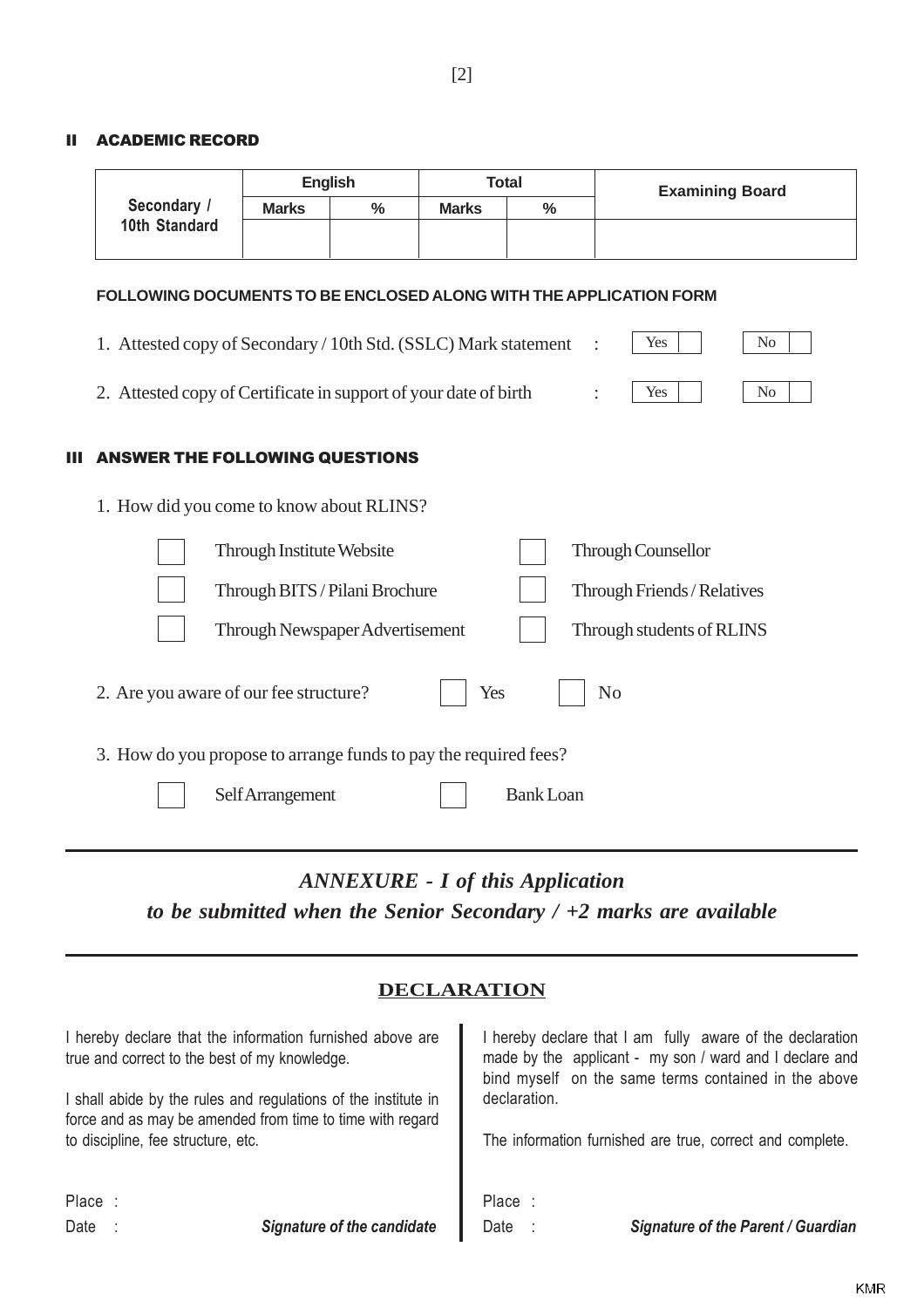## II ACADEMIC RECORD

| | English | | Total | | Examining Board |
|---|---|---|---|---|---|
| Secondary / 10th Standard | Marks | % | Marks | % | |
| | | | | | |

**FOLLOWING DOCUMENTS TO BE ENCLOSED ALONG WITH THE APPLICATION FORM**

1. Attested copy of Secondary / 10th Std. (SSLC) Mark statement : Yes [ ] No [ ]
2. Attested copy of Certificate in support of your date of birth : Yes [ ] No [ ]

## III ANSWER THE FOLLOWING QUESTIONS

1. How did you come to know about RLINS?

   - [ ] Through Institute Website
   - [ ] Through Counsellor
   - [ ] Through BITS / Pilani Brochure
   - [ ] Through Friends / Relatives
   - [ ] Through Newspaper Advertisement
   - [ ] Through students of RLINS

2. Are you aware of our fee structure? [ ] Yes [ ] No

3. How do you propose to arrange funds to pay the required fees?

   - [ ] Self Arrangement
   - [ ] Bank Loan

---

***ANNEXURE - I of this Application***
***to be submitted when the Senior Secondary / +2 marks are available***

---

## DECLARATION

I hereby declare that the information furnished above are true and correct to the best of my knowledge.

I shall abide by the rules and regulations of the institute in force and as may be amended from time to time with regard to discipline, fee structure, etc.

Place :

Date : ***Signature of the candidate***

I hereby declare that I am fully aware of the declaration made by the applicant - my son / ward and I declare and bind myself on the same terms contained in the above declaration.

The information furnished are true, correct and complete.

Place :

Date : ***Signature of the Parent / Guardian***

KMR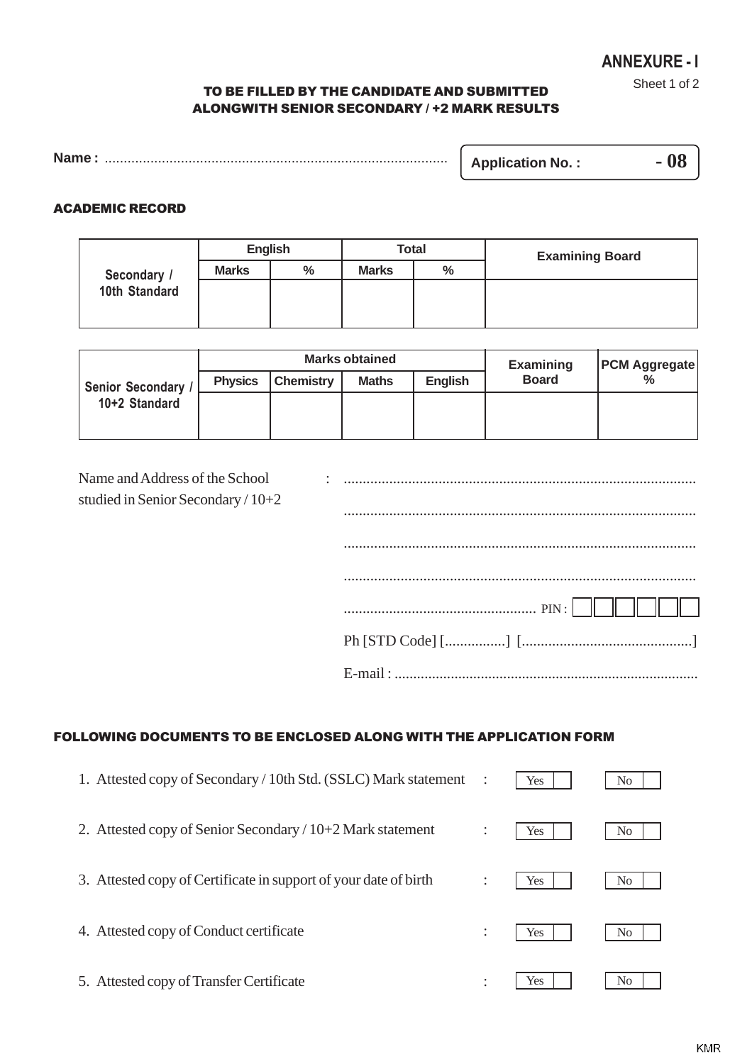# ANNEXURE - I

Sheet 1 of 2

**TO BE FILLED BY THE CANDIDATE AND SUBMITTED ALONGWITH SENIOR SECONDARY / +2 MARK RESULTS**

**Name :** .........................................................................................

**Application No. :** **- 08**

## ACADEMIC RECORD

| | English | | Total | | Examining Board |
|---|---|---|---|---|---|
| | Marks | % | Marks | % | |
| Secondary / 10th Standard | | | | | |

| | Marks obtained | | | | Examining Board | PCM Aggregate % |
|---|---|---|---|---|---|---|
| | Physics | Chemistry | Maths | English | | |
| Senior Secondary / 10+2 Standard | | | | | | |

Name and Address of the School studied in Senior Secondary / 10+2 : ............................................................................................

............................................................................................

............................................................................................

............................................................................................

.................................................. PIN : [ ][ ][ ][ ][ ][ ]

Ph [STD Code] [................] [............................................]

E-mail : ................................................................................

## FOLLOWING DOCUMENTS TO BE ENCLOSED ALONG WITH THE APPLICATION FORM

1. Attested copy of Secondary / 10th Std. (SSLC) Mark statement : Yes [ ] No [ ]
2. Attested copy of Senior Secondary / 10+2 Mark statement : Yes [ ] No [ ]
3. Attested copy of Certificate in support of your date of birth : Yes [ ] No [ ]
4. Attested copy of Conduct certificate : Yes [ ] No [ ]
5. Attested copy of Transfer Certificate : Yes [ ] No [ ]

KMR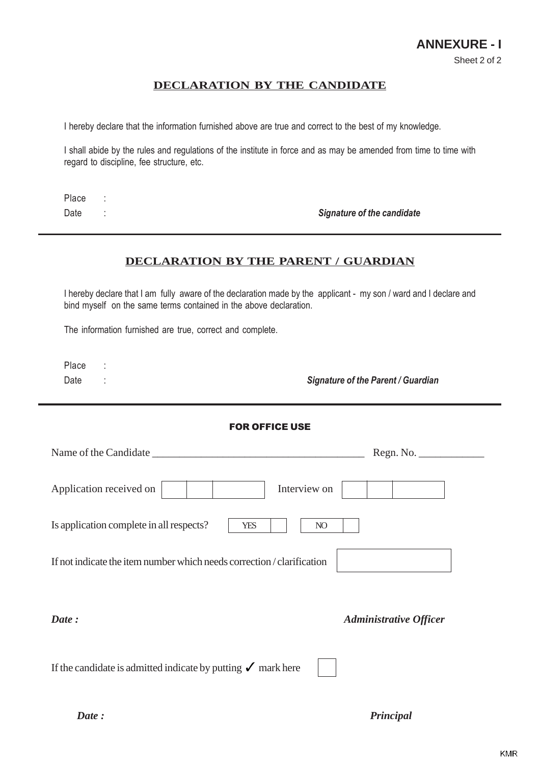# ANNEXURE - I

Sheet 2 of 2

## DECLARATION BY THE CANDIDATE

I hereby declare that the information furnished above are true and correct to the best of my knowledge.

I shall abide by the rules and regulations of the institute in force and as may be amended from time to time with regard to discipline, fee structure, etc.

Place :

Date : ***Signature of the candidate***

---

## DECLARATION BY THE PARENT / GUARDIAN

I hereby declare that I am fully aware of the declaration made by the applicant - my son / ward and I declare and bind myself on the same terms contained in the above declaration.

The information furnished are true, correct and complete.

Place :

Date : ***Signature of the Parent / Guardian***

---

### FOR OFFICE USE

Name of the Candidate ______________________________________ Regn. No. ____________

Application received on [ | | ] Interview on [ | | ]

Is application complete in all respects? YES [ ] NO [ ]

If not indicate the item number which needs correction / clarification [ ]

***Date :*** ***Administrative Officer***

If the candidate is admitted indicate by putting ✓ mark here [ ]

***Date :*** ***Principal***

KMR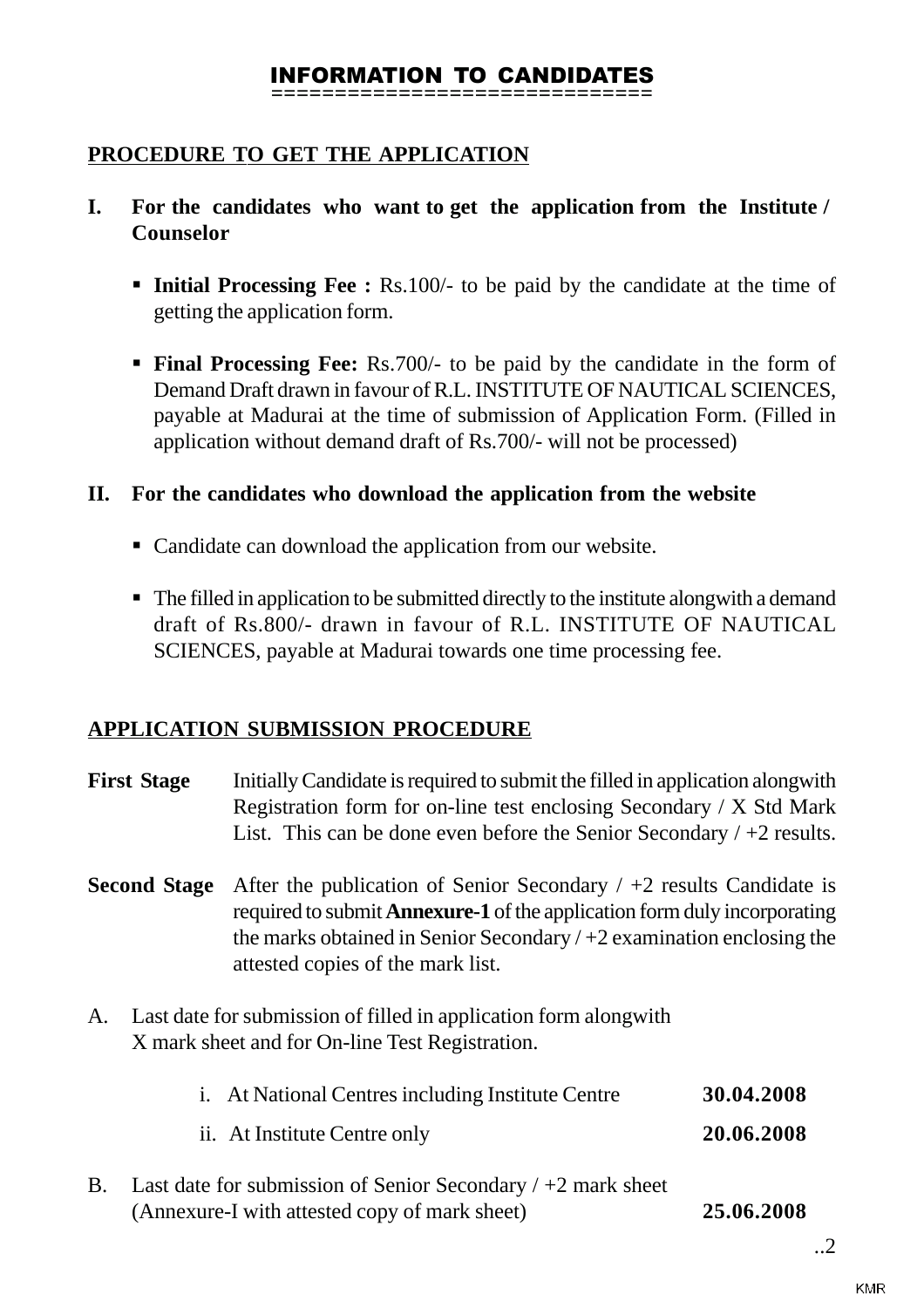# INFORMATION TO CANDIDATES

## PROCEDURE TO GET THE APPLICATION

**I. For the candidates who want to get the application from the Institute / Counselor**

- **Initial Processing Fee :** Rs.100/- to be paid by the candidate at the time of getting the application form.
- **Final Processing Fee:** Rs.700/- to be paid by the candidate in the form of Demand Draft drawn in favour of R.L. INSTITUTE OF NAUTICAL SCIENCES, payable at Madurai at the time of submission of Application Form. (Filled in application without demand draft of Rs.700/- will not be processed)

**II. For the candidates who download the application from the website**

- Candidate can download the application from our website.
- The filled in application to be submitted directly to the institute alongwith a demand draft of Rs.800/- drawn in favour of R.L. INSTITUTE OF NAUTICAL SCIENCES, payable at Madurai towards one time processing fee.

## APPLICATION SUBMISSION PROCEDURE

**First Stage** Initially Candidate is required to submit the filled in application alongwith Registration form for on-line test enclosing Secondary / X Std Mark List. This can be done even before the Senior Secondary / +2 results.

**Second Stage** After the publication of Senior Secondary / +2 results Candidate is required to submit **Annexure-1** of the application form duly incorporating the marks obtained in Senior Secondary / +2 examination enclosing the attested copies of the mark list.

A. Last date for submission of filled in application form alongwith X mark sheet and for On-line Test Registration.

| | |
|---|---|
| i. At National Centres including Institute Centre | **30.04.2008** |
| ii. At Institute Centre only | **20.06.2008** |

B. Last date for submission of Senior Secondary / +2 mark sheet (Annexure-I with attested copy of mark sheet) **25.06.2008**

..2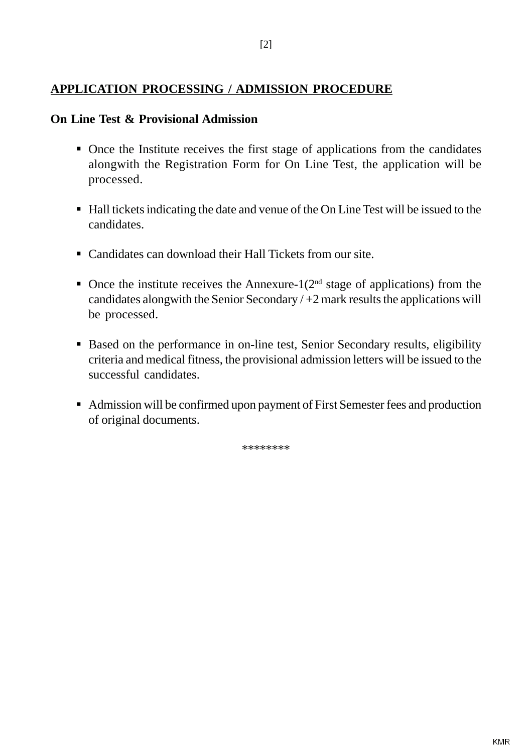## APPLICATION PROCESSING / ADMISSION PROCEDURE

**On Line Test & Provisional Admission**

- Once the Institute receives the first stage of applications from the candidates alongwith the Registration Form for On Line Test, the application will be processed.
- Hall tickets indicating the date and venue of the On Line Test will be issued to the candidates.
- Candidates can download their Hall Tickets from our site.
- Once the institute receives the Annexure-1(2nd stage of applications) from the candidates alongwith the Senior Secondary / +2 mark results the applications will be processed.
- Based on the performance in on-line test, Senior Secondary results, eligibility criteria and medical fitness, the provisional admission letters will be issued to the successful candidates.
- Admission will be confirmed upon payment of First Semester fees and production of original documents.

********